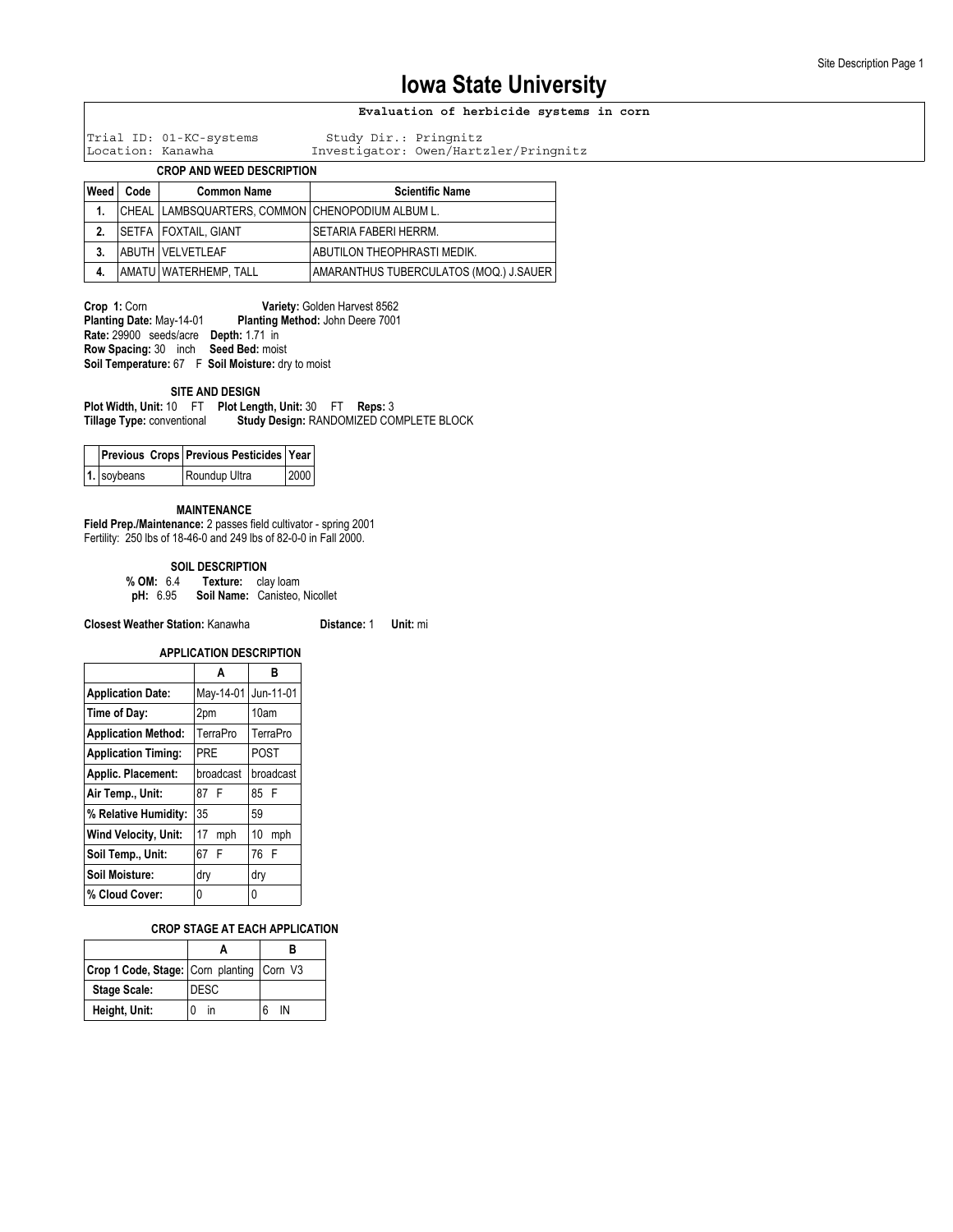# Iowa State University

**Evaluation of herbicide systems in corn**

Trial ID: 01-KC-systems    Study Dir.: Pringnitz
Location: Kanawha    Investigator: Owen/Hartzler/Pringnitz

### CROP AND WEED DESCRIPTION

| Weed | Code | Common Name | Scientific Name |
|---|---|---|---|
| 1. | CHEAL | LAMBSQUARTERS, COMMON | CHENOPODIUM ALBUM L. |
| 2. | SETFA | FOXTAIL, GIANT | SETARIA FABERI HERRM. |
| 3. | ABUTH | VELVETLEAF | ABUTILON THEOPHRASTI MEDIK. |
| 4. | AMATU | WATERHEMP, TALL | AMARANTHUS TUBERCULATOS (MOQ.) J.SAUER |

**Crop 1:** Corn    **Variety:** Golden Harvest 8562
**Planting Date:** May-14-01    **Planting Method:** John Deere 7001
**Rate:** 29900 seeds/acre    **Depth:** 1.71 in
**Row Spacing:** 30 inch    **Seed Bed:** moist
**Soil Temperature:** 67 F    **Soil Moisture:** dry to moist

### SITE AND DESIGN

**Plot Width, Unit:** 10 FT    **Plot Length, Unit:** 30 FT    **Reps:** 3
**Tillage Type:** conventional    **Study Design:** RANDOMIZED COMPLETE BLOCK

| | Previous Crops | Previous Pesticides | Year |
|---|---|---|---|
| 1. | soybeans | Roundup Ultra | 2000 |

### MAINTENANCE

**Field Prep./Maintenance:** 2 passes field cultivator - spring 2001
Fertility: 250 lbs of 18-46-0 and 249 lbs of 82-0-0 in Fall 2000.

### SOIL DESCRIPTION

**% OM:** 6.4    **Texture:** clay loam
**pH:** 6.95    **Soil Name:** Canisteo, Nicollet

**Closest Weather Station:** Kanawha    **Distance:** 1    **Unit:** mi

### APPLICATION DESCRIPTION

| | A | B |
|---|---|---|
| **Application Date:** | May-14-01 | Jun-11-01 |
| **Time of Day:** | 2pm | 10am |
| **Application Method:** | TerraPro | TerraPro |
| **Application Timing:** | PRE | POST |
| **Applic. Placement:** | broadcast | broadcast |
| **Air Temp., Unit:** | 87 F | 85 F |
| **% Relative Humidity:** | 35 | 59 |
| **Wind Velocity, Unit:** | 17 mph | 10 mph |
| **Soil Temp., Unit:** | 67 F | 76 F |
| **Soil Moisture:** | dry | dry |
| **% Cloud Cover:** | 0 | 0 |

### CROP STAGE AT EACH APPLICATION

| | A | B |
|---|---|---|
| **Crop 1 Code, Stage:** | Corn planting | Corn V3 |
| **Stage Scale:** | DESC | |
| **Height, Unit:** | 0 in | 6 IN |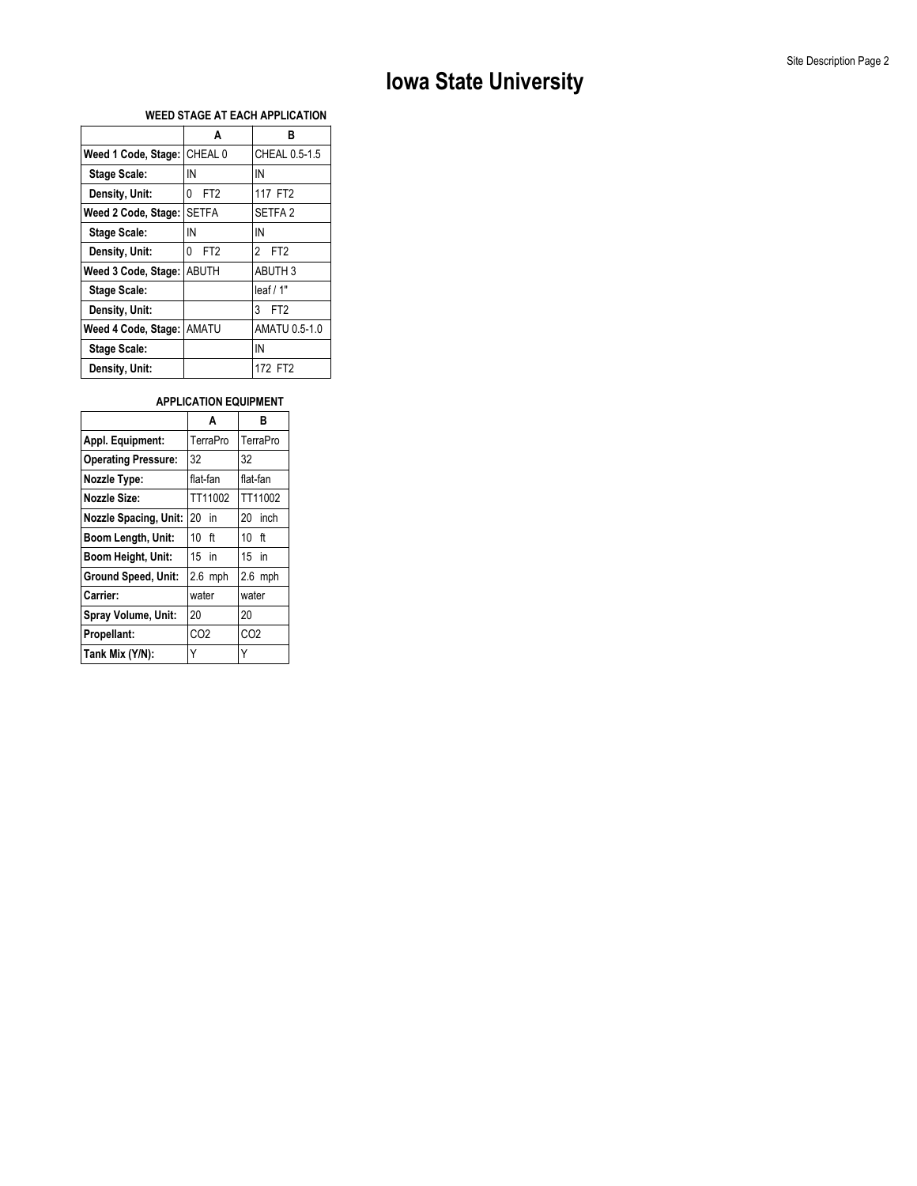# Iowa State University

### WEED STAGE AT EACH APPLICATION

| | A | B |
|---|---|---|
| **Weed 1 Code, Stage:** | CHEAL 0 | CHEAL 0.5-1.5 |
| **Stage Scale:** | IN | IN |
| **Density, Unit:** | 0 FT2 | 117 FT2 |
| **Weed 2 Code, Stage:** | SETFA | SETFA 2 |
| **Stage Scale:** | IN | IN |
| **Density, Unit:** | 0 FT2 | 2 FT2 |
| **Weed 3 Code, Stage:** | ABUTH | ABUTH 3 |
| **Stage Scale:** | | leaf / 1" |
| **Density, Unit:** | | 3 FT2 |
| **Weed 4 Code, Stage:** | AMATU | AMATU 0.5-1.0 |
| **Stage Scale:** | | IN |
| **Density, Unit:** | | 172 FT2 |

### APPLICATION EQUIPMENT

| | A | B |
|---|---|---|
| **Appl. Equipment:** | TerraPro | TerraPro |
| **Operating Pressure:** | 32 | 32 |
| **Nozzle Type:** | flat-fan | flat-fan |
| **Nozzle Size:** | TT11002 | TT11002 |
| **Nozzle Spacing, Unit:** | 20 in | 20 inch |
| **Boom Length, Unit:** | 10 ft | 10 ft |
| **Boom Height, Unit:** | 15 in | 15 in |
| **Ground Speed, Unit:** | 2.6 mph | 2.6 mph |
| **Carrier:** | water | water |
| **Spray Volume, Unit:** | 20 | 20 |
| **Propellant:** | $CO_2$ | $CO_2$ |
| **Tank Mix (Y/N):** | Y | Y |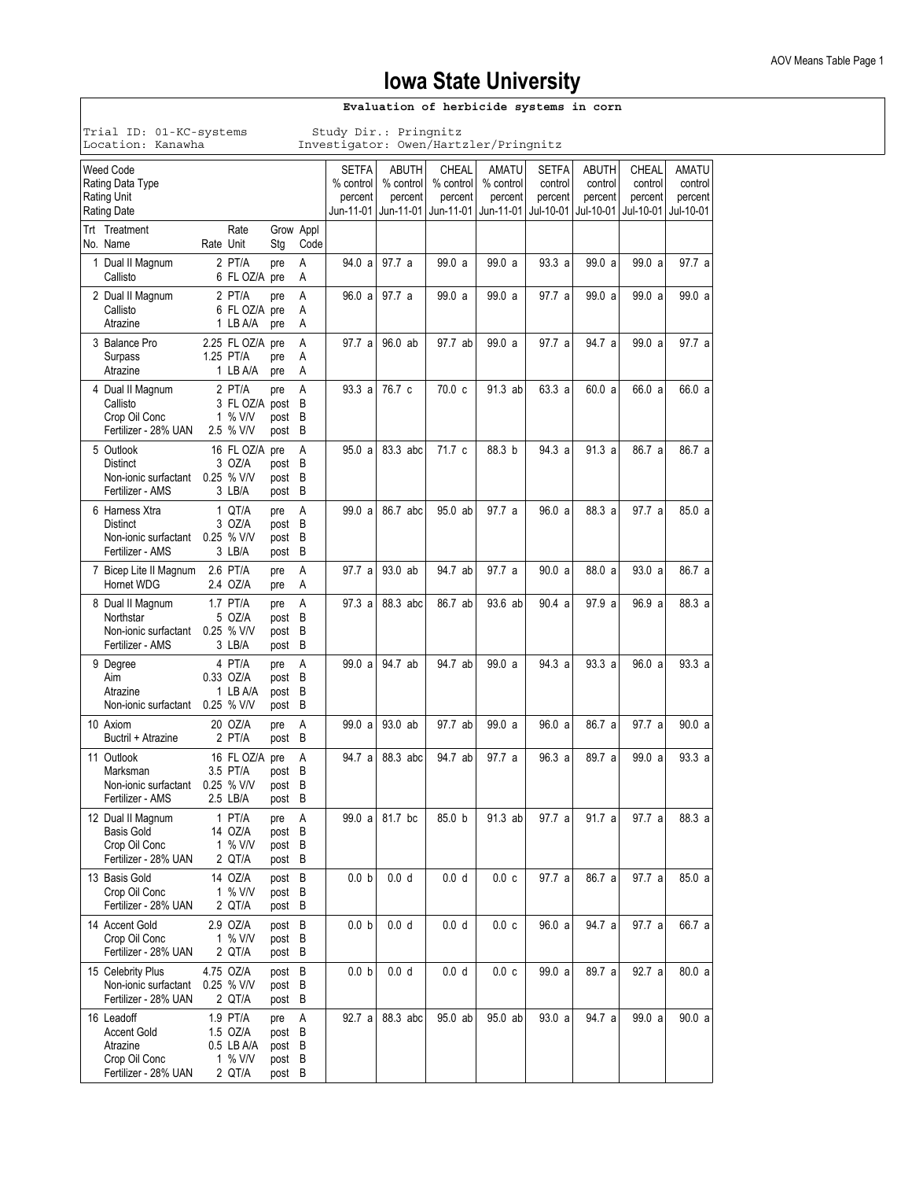# Iowa State University

**Evaluation of herbicide systems in corn**

Trial ID: 01-KC-systems  Study Dir.: Pringnitz
Location: Kanawha  Investigator: Owen/Hartzler/Pringnitz

| Weed Code / Rating Data Type / Rating Unit / Rating Date | | | | | SETFA % control percent Jun-11-01 | ABUTH % control percent Jun-11-01 | CHEAL % control percent Jun-11-01 | AMATU % control percent Jun-11-01 | SETFA control percent Jul-10-01 | ABUTH control percent Jul-10-01 | CHEAL control percent Jul-10-01 | AMATU control percent Jul-10-01 |
|---|---|---|---|---|---|---|---|---|---|---|---|---|
| Trt No. | Treatment Name | Rate Rate Unit | Grow Stg | Appl Code | | | | | | | | |
| 1 | Dual II Magnum | 2 PT/A | pre | A | 94.0 a | 97.7 a | 99.0 a | 99.0 a | 93.3 a | 99.0 a | 99.0 a | 97.7 a |
| | Callisto | 6 FL OZ/A | pre | A | | | | | | | | |
| 2 | Dual II Magnum | 2 PT/A | pre | A | 96.0 a | 97.7 a | 99.0 a | 99.0 a | 97.7 a | 99.0 a | 99.0 a | 99.0 a |
| | Callisto | 6 FL OZ/A | pre | A | | | | | | | | |
| | Atrazine | 1 LB A/A | pre | A | | | | | | | | |
| 3 | Balance Pro | 2.25 FL OZ/A | pre | A | 97.7 a | 96.0 ab | 97.7 ab | 99.0 a | 97.7 a | 94.7 a | 99.0 a | 97.7 a |
| | Surpass | 1.25 PT/A | pre | A | | | | | | | | |
| | Atrazine | 1 LB A/A | pre | A | | | | | | | | |
| 4 | Dual II Magnum | 2 PT/A | pre | A | 93.3 a | 76.7 c | 70.0 c | 91.3 ab | 63.3 a | 60.0 a | 66.0 a | 66.0 a |
| | Callisto | 3 FL OZ/A | post | B | | | | | | | | |
| | Crop Oil Conc | 1 % V/V | post | B | | | | | | | | |
| | Fertilizer - 28% UAN | 2.5 % V/V | post | B | | | | | | | | |
| 5 | Outlook | 16 FL OZ/A | pre | A | 95.0 a | 83.3 abc | 71.7 c | 88.3 b | 94.3 a | 91.3 a | 86.7 a | 86.7 a |
| | Distinct | 3 OZ/A | post | B | | | | | | | | |
| | Non-ionic surfactant | 0.25 % V/V | post | B | | | | | | | | |
| | Fertilizer - AMS | 3 LB/A | post | B | | | | | | | | |
| 6 | Harness Xtra | 1 QT/A | pre | A | 99.0 a | 86.7 abc | 95.0 ab | 97.7 a | 96.0 a | 88.3 a | 97.7 a | 85.0 a |
| | Distinct | 3 OZ/A | post | B | | | | | | | | |
| | Non-ionic surfactant | 0.25 % V/V | post | B | | | | | | | | |
| | Fertilizer - AMS | 3 LB/A | post | B | | | | | | | | |
| 7 | Bicep Lite II Magnum | 2.6 PT/A | pre | A | 97.7 a | 93.0 ab | 94.7 ab | 97.7 a | 90.0 a | 88.0 a | 93.0 a | 86.7 a |
| | Hornet WDG | 2.4 OZ/A | pre | A | | | | | | | | |
| 8 | Dual II Magnum | 1.7 PT/A | pre | A | 97.3 a | 88.3 abc | 86.7 ab | 93.6 ab | 90.4 a | 97.9 a | 96.9 a | 88.3 a |
| | Northstar | 5 OZ/A | post | B | | | | | | | | |
| | Non-ionic surfactant | 0.25 % V/V | post | B | | | | | | | | |
| | Fertilizer - AMS | 3 LB/A | post | B | | | | | | | | |
| 9 | Degree | 4 PT/A | pre | A | 99.0 a | 94.7 ab | 94.7 ab | 99.0 a | 94.3 a | 93.3 a | 96.0 a | 93.3 a |
| | Aim | 0.33 OZ/A | post | B | | | | | | | | |
| | Atrazine | 1 LB A/A | post | B | | | | | | | | |
| | Non-ionic surfactant | 0.25 % V/V | post | B | | | | | | | | |
| 10 | Axiom | 20 OZ/A | pre | A | 99.0 a | 93.0 ab | 97.7 ab | 99.0 a | 96.0 a | 86.7 a | 97.7 a | 90.0 a |
| | Buctril + Atrazine | 2 PT/A | post | B | | | | | | | | |
| 11 | Outlook | 16 FL OZ/A | pre | A | 94.7 a | 88.3 abc | 94.7 ab | 97.7 a | 96.3 a | 89.7 a | 99.0 a | 93.3 a |
| | Marksman | 3.5 PT/A | post | B | | | | | | | | |
| | Non-ionic surfactant | 0.25 % V/V | post | B | | | | | | | | |
| | Fertilizer - AMS | 2.5 LB/A | post | B | | | | | | | | |
| 12 | Dual II Magnum | 1 PT/A | pre | A | 99.0 a | 81.7 bc | 85.0 b | 91.3 ab | 97.7 a | 91.7 a | 97.7 a | 88.3 a |
| | Basis Gold | 14 OZ/A | post | B | | | | | | | | |
| | Crop Oil Conc | 1 % V/V | post | B | | | | | | | | |
| | Fertilizer - 28% UAN | 2 QT/A | post | B | | | | | | | | |
| 13 | Basis Gold | 14 OZ/A | post | B | 0.0 b | 0.0 d | 0.0 d | 0.0 c | 97.7 a | 86.7 a | 97.7 a | 85.0 a |
| | Crop Oil Conc | 1 % V/V | post | B | | | | | | | | |
| | Fertilizer - 28% UAN | 2 QT/A | post | B | | | | | | | | |
| 14 | Accent Gold | 2.9 OZ/A | post | B | 0.0 b | 0.0 d | 0.0 d | 0.0 c | 96.0 a | 94.7 a | 97.7 a | 66.7 a |
| | Crop Oil Conc | 1 % V/V | post | B | | | | | | | | |
| | Fertilizer - 28% UAN | 2 QT/A | post | B | | | | | | | | |
| 15 | Celebrity Plus | 4.75 OZ/A | post | B | 0.0 b | 0.0 d | 0.0 d | 0.0 c | 99.0 a | 89.7 a | 92.7 a | 80.0 a |
| | Non-ionic surfactant | 0.25 % V/V | post | B | | | | | | | | |
| | Fertilizer - 28% UAN | 2 QT/A | post | B | | | | | | | | |
| 16 | Leadoff | 1.9 PT/A | pre | A | 92.7 a | 88.3 abc | 95.0 ab | 95.0 ab | 93.0 a | 94.7 a | 99.0 a | 90.0 a |
| | Accent Gold | 1.5 OZ/A | post | B | | | | | | | | |
| | Atrazine | 0.5 LB A/A | post | B | | | | | | | | |
| | Crop Oil Conc | 1 % V/V | post | B | | | | | | | | |
| | Fertilizer - 28% UAN | 2 QT/A | post | B | | | | | | | | |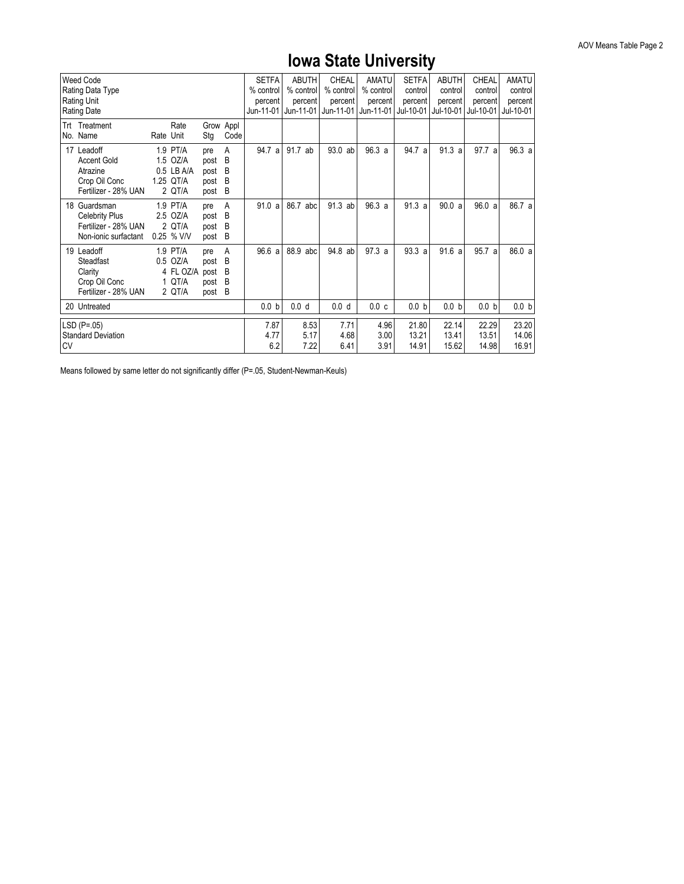# Iowa State University

| Weed Code / Rating Data Type / Rating Unit / Rating Date | | | | | SETFA % control percent Jun-11-01 | ABUTH % control percent Jun-11-01 | CHEAL % control percent Jun-11-01 | AMATU % control percent Jun-11-01 | SETFA control percent Jul-10-01 | ABUTH control percent Jul-10-01 | CHEAL control percent Jul-10-01 | AMATU control percent Jul-10-01 |
|---|---|---|---|---|---|---|---|---|---|---|---|---|
| Trt No. | Treatment Name | Rate | Rate Unit | Grow Stg / Appl Code | | | | | | | | |
| 17 | Leadoff | 1.9 | PT/A | pre A | 94.7 a | 91.7 ab | 93.0 ab | 96.3 a | 94.7 a | 91.3 a | 97.7 a | 96.3 a |
| | Accent Gold | 1.5 | OZ/A | post B | | | | | | | | |
| | Atrazine | 0.5 | LB A/A | post B | | | | | | | | |
| | Crop Oil Conc | 1.25 | QT/A | post B | | | | | | | | |
| | Fertilizer - 28% UAN | 2 | QT/A | post B | | | | | | | | |
| 18 | Guardsman | 1.9 | PT/A | pre A | 91.0 a | 86.7 abc | 91.3 ab | 96.3 a | 91.3 a | 90.0 a | 96.0 a | 86.7 a |
| | Celebrity Plus | 2.5 | OZ/A | post B | | | | | | | | |
| | Fertilizer - 28% UAN | 2 | QT/A | post B | | | | | | | | |
| | Non-ionic surfactant | 0.25 | % V/V | post B | | | | | | | | |
| 19 | Leadoff | 1.9 | PT/A | pre A | 96.6 a | 88.9 abc | 94.8 ab | 97.3 a | 93.3 a | 91.6 a | 95.7 a | 86.0 a |
| | Steadfast | 0.5 | OZ/A | post B | | | | | | | | |
| | Clarity | 4 | FL OZ/A | post B | | | | | | | | |
| | Crop Oil Conc | 1 | QT/A | post B | | | | | | | | |
| | Fertilizer - 28% UAN | 2 | QT/A | post B | | | | | | | | |
| 20 | Untreated | | | | 0.0 b | 0.0 d | 0.0 d | 0.0 c | 0.0 b | 0.0 b | 0.0 b | 0.0 b |
| LSD (P=.05) | | | | | 7.87 | 8.53 | 7.71 | 4.96 | 21.80 | 22.14 | 22.29 | 23.20 |
| Standard Deviation | | | | | 4.77 | 5.17 | 4.68 | 3.00 | 13.21 | 13.41 | 13.51 | 14.06 |
| CV | | | | | 6.2 | 7.22 | 6.41 | 3.91 | 14.91 | 15.62 | 14.98 | 16.91 |

Means followed by same letter do not significantly differ (P=.05, Student-Newman-Keuls)